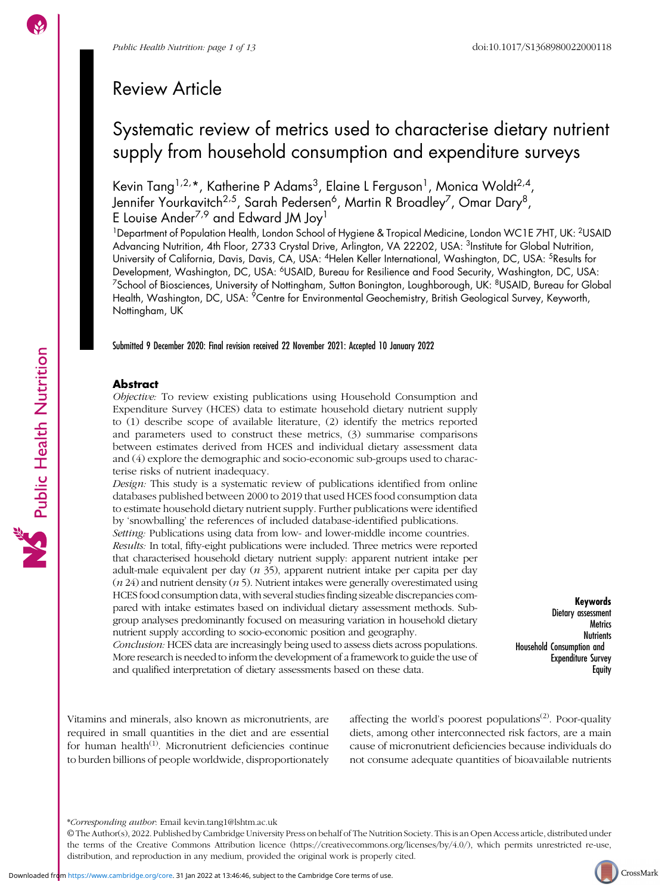# Review Article

# Systematic review of metrics used to characterise dietary nutrient supply from household consumption and expenditure surveys

Kevin Tang[1,2,*], Katherine P Adams[3], Elaine L Ferguson[1], Monica Woldt[2,4], Jennifer Yourkavitch[2,5], Sarah Pedersen[6], Martin R Broadley[7], Omar Dary[8], E Louise Ander[7,9] and Edward JM Joy[1]

[1]Department of Population Health, London School of Hygiene & Tropical Medicine, London WC1E 7HT, UK: [2]USAID Advancing Nutrition, 4th Floor, 2733 Crystal Drive, Arlington, VA 22202, USA: [3]Institute for Global Nutrition, University of California, Davis, Davis, CA, USA: [4]Helen Keller International, Washington, DC, USA: [5]Results for Development, Washington, DC, USA: [6]USAID, Bureau for Resilience and Food Security, Washington, DC, USA: [7]School of Biosciences, University of Nottingham, Sutton Bonington, Loughborough, UK: [8]USAID, Bureau for Global Health, Washington, DC, USA: [9]Centre for Environmental Geochemistry, British Geological Survey, Keyworth, Nottingham, UK

Submitted 9 December 2020: Final revision received 22 November 2021: Accepted 10 January 2022

## Abstract

*Objective:* To review existing publications using Household Consumption and Expenditure Survey (HCES) data to estimate household dietary nutrient supply to (1) describe scope of available literature, (2) identify the metrics reported and parameters used to construct these metrics, (3) summarise comparisons between estimates derived from HCES and individual dietary assessment data and (4) explore the demographic and socio-economic sub-groups used to characterise risks of nutrient inadequacy.

*Design:* This study is a systematic review of publications identified from online databases published between 2000 to 2019 that used HCES food consumption data to estimate household dietary nutrient supply. Further publications were identified by 'snowballing' the references of included database-identified publications.

*Setting:* Publications using data from low- and lower-middle income countries.

*Results:* In total, fifty-eight publications were included. Three metrics were reported that characterised household dietary nutrient supply: apparent nutrient intake per adult-male equivalent per day (*n* 35), apparent nutrient intake per capita per day (*n* 24) and nutrient density (*n* 5). Nutrient intakes were generally overestimated using HCES food consumption data, with several studies finding sizeable discrepancies compared with intake estimates based on individual dietary assessment methods. Sub-group analyses predominantly focused on measuring variation in household dietary nutrient supply according to socio-economic position and geography.

*Conclusion:* HCES data are increasingly being used to assess diets across populations. More research is needed to inform the development of a framework to guide the use of and qualified interpretation of dietary assessments based on these data.

**Keywords**
Dietary assessment
Metrics
Nutrients
Household Consumption and Expenditure Survey
Equity

Vitamins and minerals, also known as micronutrients, are required in small quantities in the diet and are essential for human health[1]. Micronutrient deficiencies continue to burden billions of people worldwide, disproportionately affecting the world's poorest populations[2]. Poor-quality diets, among other interconnected risk factors, are a main cause of micronutrient deficiencies because individuals do not consume adequate quantities of bioavailable nutrients

*Corresponding author: Email kevin.tang1@lshtm.ac.uk

© The Author(s), 2022. Published by Cambridge University Press on behalf of The Nutrition Society. This is an Open Access article, distributed under the terms of the Creative Commons Attribution licence (https://creativecommons.org/licenses/by/4.0/), which permits unrestricted re-use, distribution, and reproduction in any medium, provided the original work is properly cited.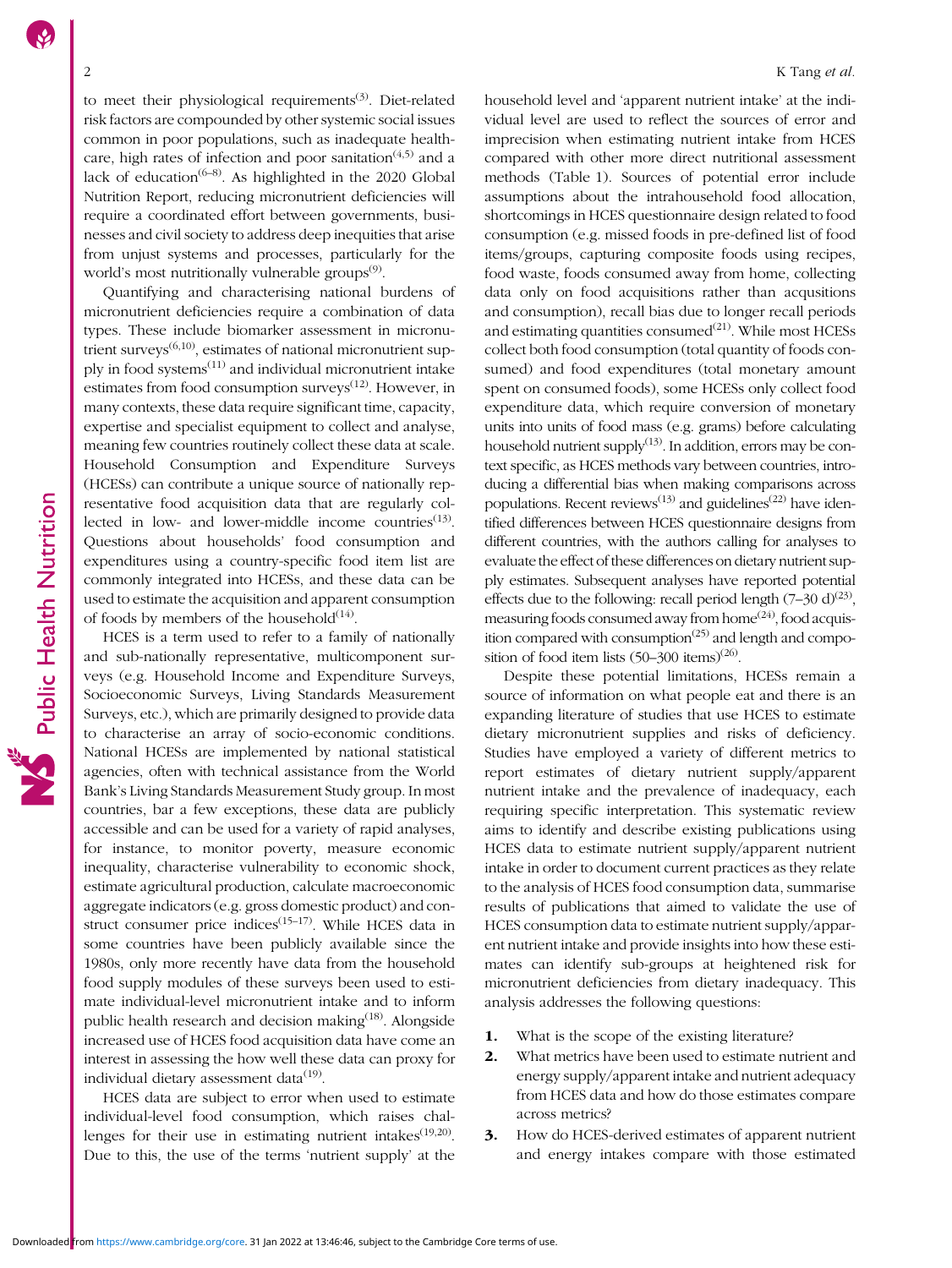to meet their physiological requirements[3]. Diet-related risk factors are compounded by other systemic social issues common in poor populations, such as inadequate healthcare, high rates of infection and poor sanitation[4,5] and a lack of education[6–8]. As highlighted in the 2020 Global Nutrition Report, reducing micronutrient deficiencies will require a coordinated effort between governments, businesses and civil society to address deep inequities that arise from unjust systems and processes, particularly for the world's most nutritionally vulnerable groups[9].

Quantifying and characterising national burdens of micronutrient deficiencies require a combination of data types. These include biomarker assessment in micronutrient surveys[6,10], estimates of national micronutrient supply in food systems[11] and individual micronutrient intake estimates from food consumption surveys[12]. However, in many contexts, these data require significant time, capacity, expertise and specialist equipment to collect and analyse, meaning few countries routinely collect these data at scale. Household Consumption and Expenditure Surveys (HCESs) can contribute a unique source of nationally representative food acquisition data that are regularly collected in low- and lower-middle income countries[13]. Questions about households' food consumption and expenditures using a country-specific food item list are commonly integrated into HCESs, and these data can be used to estimate the acquisition and apparent consumption of foods by members of the household[14].

HCES is a term used to refer to a family of nationally and sub-nationally representative, multicomponent surveys (e.g. Household Income and Expenditure Surveys, Socioeconomic Surveys, Living Standards Measurement Surveys, etc.), which are primarily designed to provide data to characterise an array of socio-economic conditions. National HCESs are implemented by national statistical agencies, often with technical assistance from the World Bank's Living Standards Measurement Study group. In most countries, bar a few exceptions, these data are publicly accessible and can be used for a variety of rapid analyses, for instance, to monitor poverty, measure economic inequality, characterise vulnerability to economic shock, estimate agricultural production, calculate macroeconomic aggregate indicators (e.g. gross domestic product) and construct consumer price indices[15–17]. While HCES data in some countries have been publicly available since the 1980s, only more recently have data from the household food supply modules of these surveys been used to estimate individual-level micronutrient intake and to inform public health research and decision making[18]. Alongside increased use of HCES food acquisition data have come an interest in assessing the how well these data can proxy for individual dietary assessment data[19].

HCES data are subject to error when used to estimate individual-level food consumption, which raises challenges for their use in estimating nutrient intakes[19,20]. Due to this, the use of the terms 'nutrient supply' at the household level and 'apparent nutrient intake' at the individual level are used to reflect the sources of error and imprecision when estimating nutrient intake from HCES compared with other more direct nutritional assessment methods (Table 1). Sources of potential error include assumptions about the intrahousehold food allocation, shortcomings in HCES questionnaire design related to food consumption (e.g. missed foods in pre-defined list of food items/groups, capturing composite foods using recipes, food waste, foods consumed away from home, collecting data only on food acquisitions rather than acquisitions and consumption), recall bias due to longer recall periods and estimating quantities consumed[21]. While most HCESs collect both food consumption (total quantity of foods consumed) and food expenditures (total monetary amount spent on consumed foods), some HCESs only collect food expenditure data, which require conversion of monetary units into units of food mass (e.g. grams) before calculating household nutrient supply[13]. In addition, errors may be context specific, as HCES methods vary between countries, introducing a differential bias when making comparisons across populations. Recent reviews[13] and guidelines[22] have identified differences between HCES questionnaire designs from different countries, with the authors calling for analyses to evaluate the effect of these differences on dietary nutrient supply estimates. Subsequent analyses have reported potential effects due to the following: recall period length (7–30 d)[23], measuring foods consumed away from home[24], food acquisition compared with consumption[25] and length and composition of food item lists (50–300 items)[26].

Despite these potential limitations, HCESs remain a source of information on what people eat and there is an expanding literature of studies that use HCES to estimate dietary micronutrient supplies and risks of deficiency. Studies have employed a variety of different metrics to report estimates of dietary nutrient supply/apparent nutrient intake and the prevalence of inadequacy, each requiring specific interpretation. This systematic review aims to identify and describe existing publications using HCES data to estimate nutrient supply/apparent nutrient intake in order to document current practices as they relate to the analysis of HCES food consumption data, summarise results of publications that aimed to validate the use of HCES consumption data to estimate nutrient supply/apparent nutrient intake and provide insights into how these estimates can identify sub-groups at heightened risk for micronutrient deficiencies from dietary inadequacy. This analysis addresses the following questions:

1. What is the scope of the existing literature?
2. What metrics have been used to estimate nutrient and energy supply/apparent intake and nutrient adequacy from HCES data and how do those estimates compare across metrics?
3. How do HCES-derived estimates of apparent nutrient and energy intakes compare with those estimated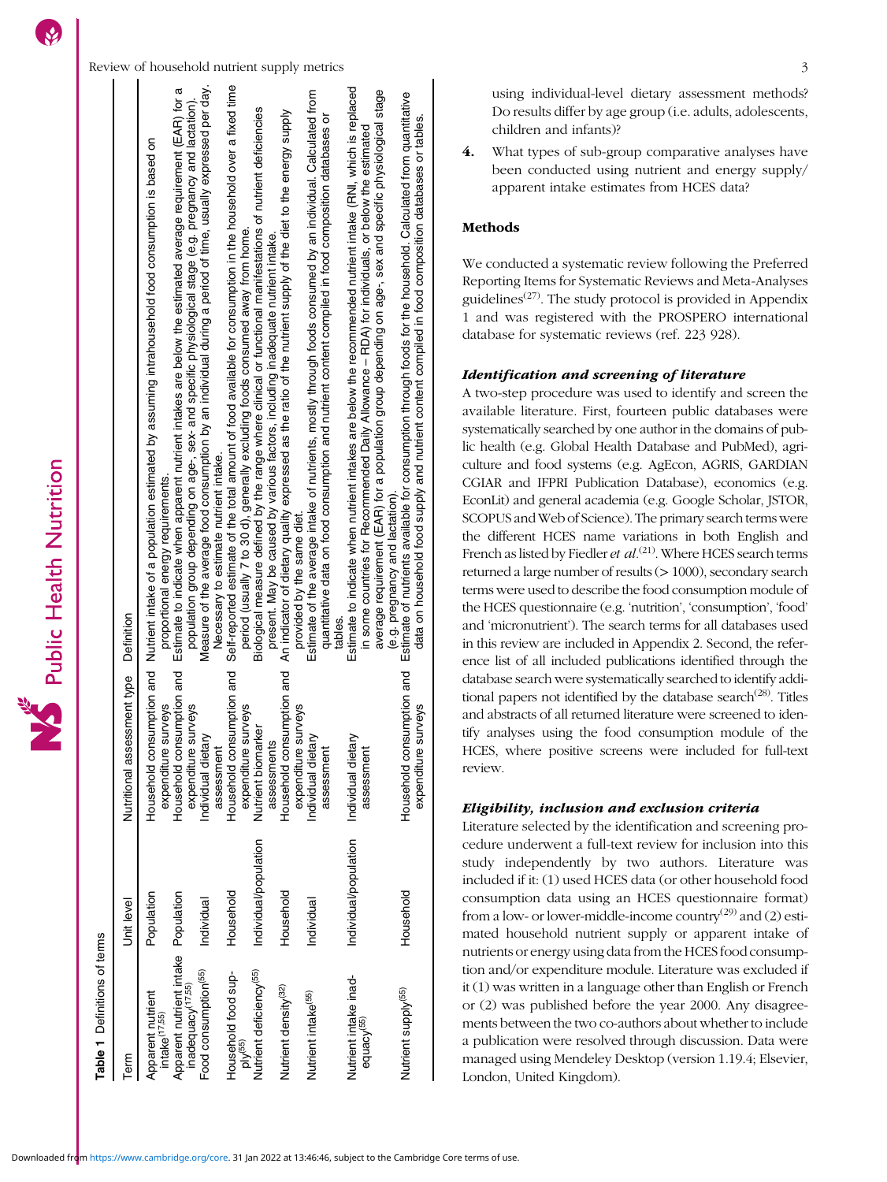**Table 1** Definitions of terms

| Term | Unit level | Nutritional assessment type | Definition |
|---|---|---|---|
| Apparent nutrient intake[17,55] | Population | Household consumption and expenditure surveys | Nutrient intake of a population estimated by assuming intrahousehold food consumption is based on proportional energy requirements. |
| Apparent nutrient intake inadequacy[17,55] | Population | Household consumption and expenditure surveys | Estimate to indicate when apparent nutrient intakes are below the estimated average requirement (EAR) for a population group depending on age-, sex- and specific physiological stage (e.g. pregnancy and lactation). |
| Food consumption[55] | Individual | Individual dietary assessment | Measure of the average food consumption by an individual during a period of time, usually expressed per day. Necessary to estimate nutrient intake. |
| Household food supply[55] | Household | Household consumption and expenditure surveys | Self-reported estimate of the total amount of food available for consumption in the household over a fixed time period (usually 7 to 30 d), generally excluding foods consumed away from home. |
| Nutrient deficiency[55] | Individual/population | Nutrient biomarker assessments | Biological measure defined by the range where clinical or functional manifestations of nutrient deficiencies present. May be caused by various factors, including inadequate nutrient intake. |
| Nutrient density[32] | Household | Household consumption and expenditure surveys | An indicator of dietary quality expressed as the ratio of the nutrient supply of the diet to the energy supply provided by the same diet. |
| Nutrient intake[55] | Individual | Individual dietary assessment | Estimate of the average intake of nutrients, mostly through foods consumed by an individual. Calculated from quantitative data on food consumption and nutrient content compiled in food composition databases or tables. |
| Nutrient intake inadequacy[55] | Individual/population | Individual dietary assessment | Estimate to indicate when nutrient intakes are below the recommended nutrient intake (RNI, which is replaced in some countries for Recommended Daily Allowance – RDA) for individuals, or below the estimated average requirement (EAR) for a population group depending on age-, sex and specific physiological stage (e.g. pregnancy and lactation). |
| Nutrient supply[55] | Household | Household consumption and expenditure surveys | Estimate of nutrients available for consumption through foods for the household. Calculated from quantitative data on household food supply and nutrient content compiled in food composition databases or tables. |

using individual-level dietary assessment methods? Do results differ by age group (i.e. adults, adolescents, children and infants)?

4. What types of sub-group comparative analyses have been conducted using nutrient and energy supply/ apparent intake estimates from HCES data?

## Methods

We conducted a systematic review following the Preferred Reporting Items for Systematic Reviews and Meta-Analyses guidelines[27]. The study protocol is provided in Appendix 1 and was registered with the PROSPERO international database for systematic reviews (ref. 223 928).

### *Identification and screening of literature*

A two-step procedure was used to identify and screen the available literature. First, fourteen public databases were systematically searched by one author in the domains of public health (e.g. Global Health Database and PubMed), agriculture and food systems (e.g. AgEcon, AGRIS, GARDIAN CGIAR and IFPRI Publication Database), economics (e.g. EconLit) and general academia (e.g. Google Scholar, JSTOR, SCOPUS and Web of Science). The primary search terms were the different HCES name variations in both English and French as listed by Fiedler *et al.*[21]. Where HCES search terms returned a large number of results (> 1000), secondary search terms were used to describe the food consumption module of the HCES questionnaire (e.g. 'nutrition', 'consumption', 'food' and 'micronutrient'). The search terms for all databases used in this review are included in Appendix 2. Second, the reference list of all included publications identified through the database search were systematically searched to identify additional papers not identified by the database search[28]. Titles and abstracts of all returned literature were screened to identify analyses using the food consumption module of the HCES, where positive screens were included for full-text review.

### *Eligibility, inclusion and exclusion criteria*

Literature selected by the identification and screening procedure underwent a full-text review for inclusion into this study independently by two authors. Literature was included if it: (1) used HCES data (or other household food consumption data using an HCES questionnaire format) from a low- or lower-middle-income country[29] and (2) estimated household nutrient supply or apparent intake of nutrients or energy using data from the HCES food consumption and/or expenditure module. Literature was excluded if it (1) was written in a language other than English or French or (2) was published before the year 2000. Any disagreements between the two co-authors about whether to include a publication were resolved through discussion. Data were managed using Mendeley Desktop (version 1.19.4; Elsevier, London, United Kingdom).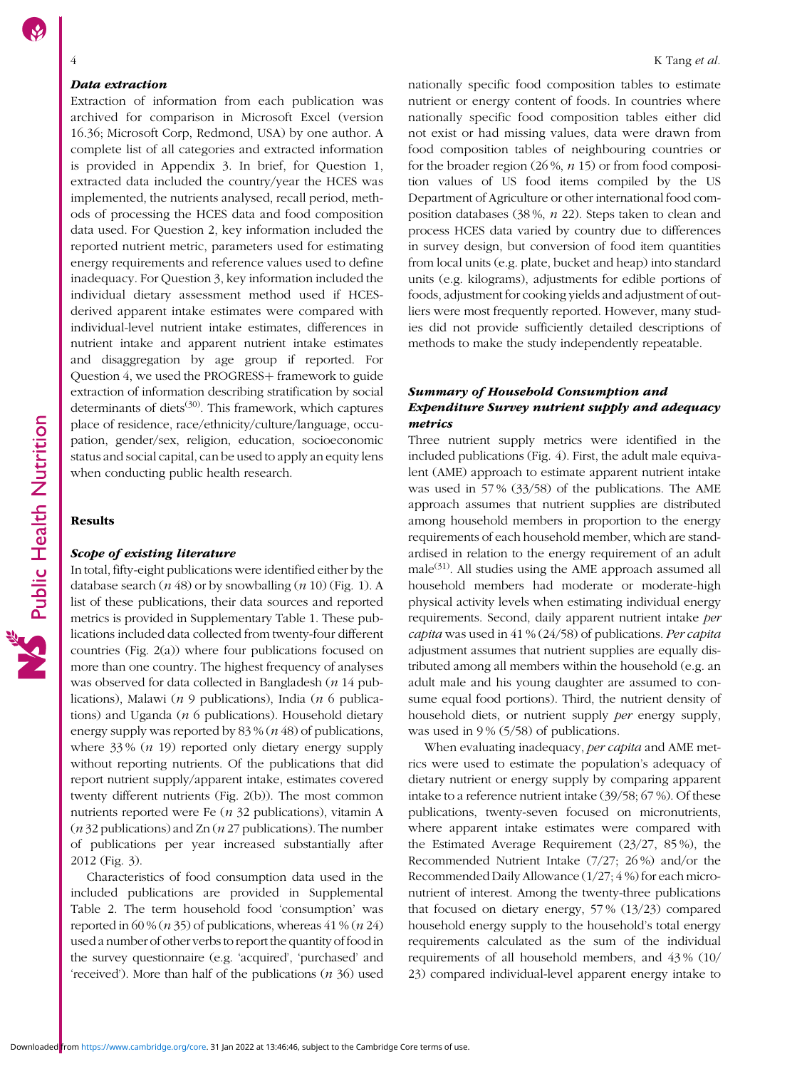### Data extraction

Extraction of information from each publication was archived for comparison in Microsoft Excel (version 16.36; Microsoft Corp, Redmond, USA) by one author. A complete list of all categories and extracted information is provided in Appendix 3. In brief, for Question 1, extracted data included the country/year the HCES was implemented, the nutrients analysed, recall period, methods of processing the HCES data and food composition data used. For Question 2, key information included the reported nutrient metric, parameters used for estimating energy requirements and reference values used to define inadequacy. For Question 3, key information included the individual dietary assessment method used if HCES-derived apparent intake estimates were compared with individual-level nutrient intake estimates, differences in nutrient intake and apparent nutrient intake estimates and disaggregation by age group if reported. For Question 4, we used the PROGRESS+ framework to guide extraction of information describing stratification by social determinants of diets[30]. This framework, which captures place of residence, race/ethnicity/culture/language, occupation, gender/sex, religion, education, socioeconomic status and social capital, can be used to apply an equity lens when conducting public health research.

## Results

### Scope of existing literature

In total, fifty-eight publications were identified either by the database search (*n* 48) or by snowballing (*n* 10) (Fig. 1). A list of these publications, their data sources and reported metrics is provided in Supplementary Table 1. These publications included data collected from twenty-four different countries (Fig. 2(a)) where four publications focused on more than one country. The highest frequency of analyses was observed for data collected in Bangladesh (*n* 14 publications), Malawi (*n* 9 publications), India (*n* 6 publications) and Uganda (*n* 6 publications). Household dietary energy supply was reported by 83 % (*n* 48) of publications, where 33 % (*n* 19) reported only dietary energy supply without reporting nutrients. Of the publications that did report nutrient supply/apparent intake, estimates covered twenty different nutrients (Fig. 2(b)). The most common nutrients reported were Fe (*n* 32 publications), vitamin A (*n* 32 publications) and Zn (*n* 27 publications). The number of publications per year increased substantially after 2012 (Fig. 3).

Characteristics of food consumption data used in the included publications are provided in Supplemental Table 2. The term household food 'consumption' was reported in 60 % (*n* 35) of publications, whereas 41 % (*n* 24) used a number of other verbs to report the quantity of food in the survey questionnaire (e.g. 'acquired', 'purchased' and 'received'). More than half of the publications (*n* 36) used nationally specific food composition tables to estimate nutrient or energy content of foods. In countries where nationally specific food composition tables either did not exist or had missing values, data were drawn from food composition tables of neighbouring countries or for the broader region (26 %, *n* 15) or from food composition values of US food items compiled by the US Department of Agriculture or other international food composition databases (38 %, *n* 22). Steps taken to clean and process HCES data varied by country due to differences in survey design, but conversion of food item quantities from local units (e.g. plate, bucket and heap) into standard units (e.g. kilograms), adjustments for edible portions of foods, adjustment for cooking yields and adjustment of outliers were most frequently reported. However, many studies did not provide sufficiently detailed descriptions of methods to make the study independently repeatable.

### Summary of Household Consumption and Expenditure Survey nutrient supply and adequacy metrics

Three nutrient supply metrics were identified in the included publications (Fig. 4). First, the adult male equivalent (AME) approach to estimate apparent nutrient intake was used in 57 % (33/58) of the publications. The AME approach assumes that nutrient supplies are distributed among household members in proportion to the energy requirements of each household member, which are standardised in relation to the energy requirement of an adult male[31]. All studies using the AME approach assumed all household members had moderate or moderate-high physical activity levels when estimating individual energy requirements. Second, daily apparent nutrient intake *per capita* was used in 41 % (24/58) of publications. *Per capita* adjustment assumes that nutrient supplies are equally distributed among all members within the household (e.g. an adult male and his young daughter are assumed to consume equal food portions). Third, the nutrient density of household diets, or nutrient supply *per* energy supply, was used in 9 % (5/58) of publications.

When evaluating inadequacy, *per capita* and AME metrics were used to estimate the population's adequacy of dietary nutrient or energy supply by comparing apparent intake to a reference nutrient intake (39/58; 67 %). Of these publications, twenty-seven focused on micronutrients, where apparent intake estimates were compared with the Estimated Average Requirement (23/27, 85 %), the Recommended Nutrient Intake (7/27; 26 %) and/or the Recommended Daily Allowance (1/27; 4 %) for each micronutrient of interest. Among the twenty-three publications that focused on dietary energy, 57 % (13/23) compared household energy supply to the household's total energy requirements calculated as the sum of the individual requirements of all household members, and 43 % (10/23) compared individual-level apparent energy intake to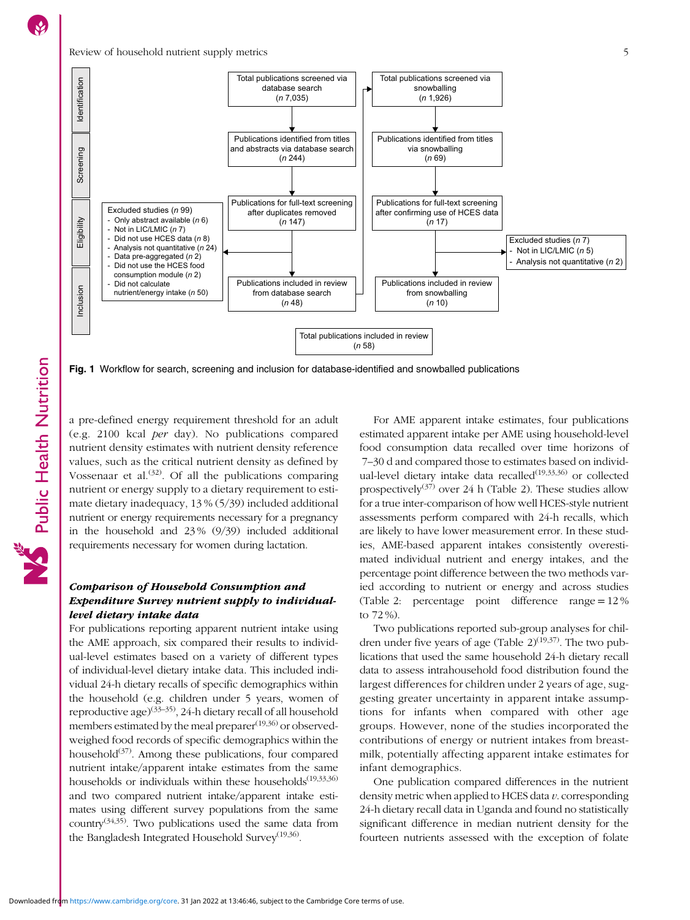**Identification**

- Total publications screened via database search (*n* 7,035)
- Total publications screened via snowballing (*n* 1,926)

**Screening**

- Publications identified from titles and abstracts via database search (*n* 244)
- Publications identified from titles via snowballing (*n* 69)

**Eligibility**

- Publications for full-text screening after duplicates removed (*n* 147)
- Publications for full-text screening after confirming use of HCES data (*n* 17)
- Excluded studies (*n* 99)
  - Only abstract available (*n* 6)
  - Not in LIC/LMIC (*n* 7)
  - Did not use HCES data (*n* 8)
  - Analysis not quantitative (*n* 24)
  - Data pre-aggregated (*n* 2)
  - Did not use the HCES food consumption module (*n* 2)
  - Did not calculate nutrient/energy intake (*n* 50)
- Excluded studies (*n* 7)
  - Not in LIC/LMIC (*n* 5)
  - Analysis not quantitative (*n* 2)

**Inclusion**

- Publications included in review from database search (*n* 48)
- Publications included in review from snowballing (*n* 10)
- Total publications included in review (*n* 58)

**Fig. 1** Workflow for search, screening and inclusion for database-identified and snowballed publications

a pre-defined energy requirement threshold for an adult (e.g. 2100 kcal *per* day). No publications compared nutrient density estimates with nutrient density reference values, such as the critical nutrient density as defined by Vossenaar et al.[32]. Of all the publications comparing nutrient or energy supply to a dietary requirement to estimate dietary inadequacy, 13 % (5/39) included additional nutrient or energy requirements necessary for a pregnancy in the household and 23 % (9/39) included additional requirements necessary for women during lactation.

### *Comparison of Household Consumption and Expenditure Survey nutrient supply to individual-level dietary intake data*

For publications reporting apparent nutrient intake using the AME approach, six compared their results to individual-level estimates based on a variety of different types of individual-level dietary intake data. This included individual 24-h dietary recalls of specific demographics within the household (e.g. children under 5 years, women of reproductive age)[33–35], 24-h dietary recall of all household members estimated by the meal preparer[19,36] or observed-weighed food records of specific demographics within the household[37]. Among these publications, four compared nutrient intake/apparent intake estimates from the same households or individuals within these households[19,33,36] and two compared nutrient intake/apparent intake estimates using different survey populations from the same country[34,35]. Two publications used the same data from the Bangladesh Integrated Household Survey[19,36].

For AME apparent intake estimates, four publications estimated apparent intake per AME using household-level food consumption data recalled over time horizons of 7–30 d and compared those to estimates based on individual-level dietary intake data recalled[19,33,36] or collected prospectively[37] over 24 h (Table 2). These studies allow for a true inter-comparison of how well HCES-style nutrient assessments perform compared with 24-h recalls, which are likely to have lower measurement error. In these studies, AME-based apparent intakes consistently overestimated individual nutrient and energy intakes, and the percentage point difference between the two methods varied according to nutrient or energy and across studies (Table 2: percentage point difference range = 12 % to 72 %).

Two publications reported sub-group analyses for children under five years of age (Table 2)[19,37]. The two publications that used the same household 24-h dietary recall data to assess intrahousehold food distribution found the largest differences for children under 2 years of age, suggesting greater uncertainty in apparent intake assumptions for infants when compared with other age groups. However, none of the studies incorporated the contributions of energy or nutrient intakes from breastmilk, potentially affecting apparent intake estimates for infant demographics.

One publication compared differences in the nutrient density metric when applied to HCES data *v.* corresponding 24-h dietary recall data in Uganda and found no statistically significant difference in median nutrient density for the fourteen nutrients assessed with the exception of folate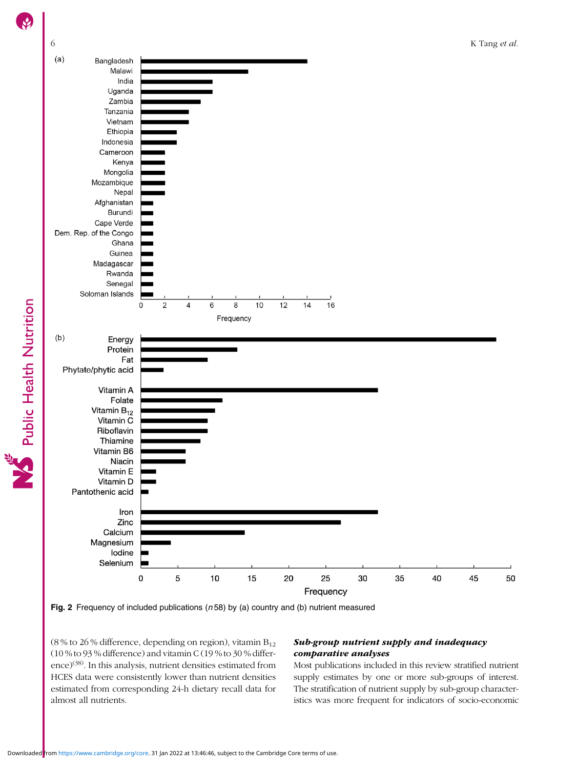Fig. 2 Frequency of included publications (*n* 58) by (a) country and (b) nutrient measured

(8 % to 26 % difference, depending on region), vitamin $B_{12}$ (10 % to 93 % difference) and vitamin C (19 % to 30 % difference)[38]. In this analysis, nutrient densities estimated from HCES data were consistently lower than nutrient densities estimated from corresponding 24-h dietary recall data for almost all nutrients.

### *Sub-group nutrient supply and inadequacy comparative analyses*

Most publications included in this review stratified nutrient supply estimates by one or more sub-groups of interest. The stratification of nutrient supply by sub-group characteristics was more frequent for indicators of socio-economic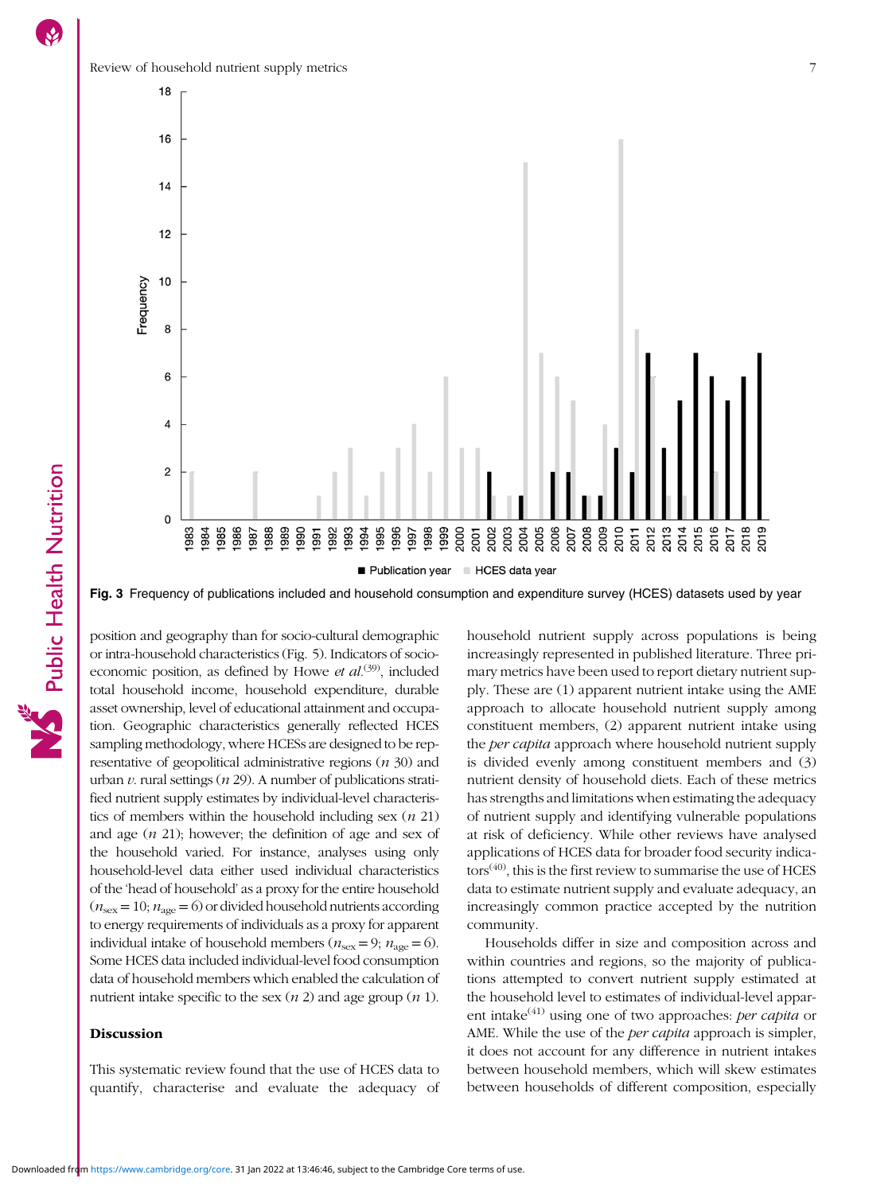Fig. 3 Frequency of publications included and household consumption and expenditure survey (HCES) datasets used by year

position and geography than for socio-cultural demographic or intra-household characteristics (Fig. 5). Indicators of socio-economic position, as defined by Howe *et al.*[39], included total household income, household expenditure, durable asset ownership, level of educational attainment and occupation. Geographic characteristics generally reflected HCES sampling methodology, where HCESs are designed to be representative of geopolitical administrative regions (*n* 30) and urban *v.* rural settings (*n* 29). A number of publications stratified nutrient supply estimates by individual-level characteristics of members within the household including sex (*n* 21) and age (*n* 21); however, the definition of age and sex of the household varied. For instance, analyses using only household-level data either used individual characteristics of the 'head of household' as a proxy for the entire household ($n_{\text{sex}} = 10$; $n_{\text{age}} = 6$) or divided household nutrients according to energy requirements of individuals as a proxy for apparent individual intake of household members ($n_{\text{sex}} = 9$; $n_{\text{age}} = 6$). Some HCES data included individual-level food consumption data of household members which enabled the calculation of nutrient intake specific to the sex (*n* 2) and age group (*n* 1).

## Discussion

This systematic review found that the use of HCES data to quantify, characterise and evaluate the adequacy of household nutrient supply across populations is being increasingly represented in published literature. Three primary metrics have been used to report dietary nutrient supply. These are (1) apparent nutrient intake using the AME approach to allocate household nutrient supply among constituent members, (2) apparent nutrient intake using the *per capita* approach where household nutrient supply is divided evenly among constituent members and (3) nutrient density of household diets. Each of these metrics has strengths and limitations when estimating the adequacy of nutrient supply and identifying vulnerable populations at risk of deficiency. While other reviews have analysed applications of HCES data for broader food security indicators[40], this is the first review to summarise the use of HCES data to estimate nutrient supply and evaluate adequacy, an increasingly common practice accepted by the nutrition community.

Households differ in size and composition across and within countries and regions, so the majority of publications attempted to convert nutrient supply estimated at the household level to estimates of individual-level apparent intake[41] using one of two approaches: *per capita* or AME. While the use of the *per capita* approach is simpler, it does not account for any difference in nutrient intakes between household members, which will skew estimates between households of different composition, especially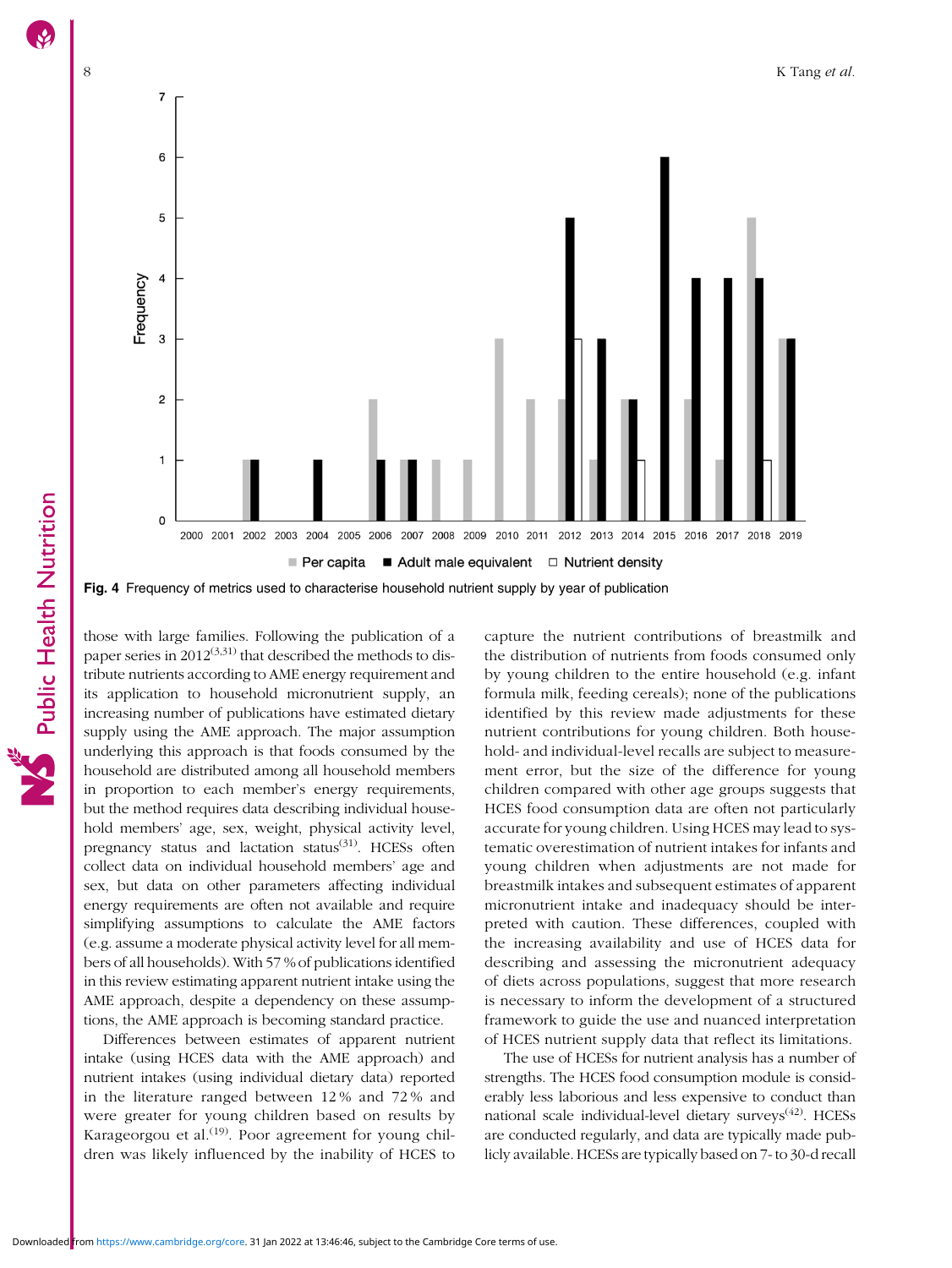Fig. 4 Frequency of metrics used to characterise household nutrient supply by year of publication

those with large families. Following the publication of a paper series in 2012[3,31] that described the methods to distribute nutrients according to AME energy requirement and its application to household micronutrient supply, an increasing number of publications have estimated dietary supply using the AME approach. The major assumption underlying this approach is that foods consumed by the household are distributed among all household members in proportion to each member's energy requirements, but the method requires data describing individual household members' age, sex, weight, physical activity level, pregnancy status and lactation status[31]. HCESs often collect data on individual household members' age and sex, but data on other parameters affecting individual energy requirements are often not available and require simplifying assumptions to calculate the AME factors (e.g. assume a moderate physical activity level for all members of all households). With 57 % of publications identified in this review estimating apparent nutrient intake using the AME approach, despite a dependency on these assumptions, the AME approach is becoming standard practice.

Differences between estimates of apparent nutrient intake (using HCES data with the AME approach) and nutrient intakes (using individual dietary data) reported in the literature ranged between 12 % and 72 % and were greater for young children based on results by Karageorgou et al.[19]. Poor agreement for young children was likely influenced by the inability of HCES to capture the nutrient contributions of breastmilk and the distribution of nutrients from foods consumed only by young children to the entire household (e.g. infant formula milk, feeding cereals); none of the publications identified by this review made adjustments for these nutrient contributions for young children. Both household- and individual-level recalls are subject to measurement error, but the size of the difference for young children compared with other age groups suggests that HCES food consumption data are often not particularly accurate for young children. Using HCES may lead to systematic overestimation of nutrient intakes for infants and young children when adjustments are not made for breastmilk intakes and subsequent estimates of apparent micronutrient intake and inadequacy should be interpreted with caution. These differences, coupled with the increasing availability and use of HCES data for describing and assessing the micronutrient adequacy of diets across populations, suggest that more research is necessary to inform the development of a structured framework to guide the use and nuanced interpretation of HCES nutrient supply data that reflect its limitations.

The use of HCESs for nutrient analysis has a number of strengths. The HCES food consumption module is considerably less laborious and less expensive to conduct than national scale individual-level dietary surveys[42]. HCESs are conducted regularly, and data are typically made publicly available. HCESs are typically based on 7- to 30-d recall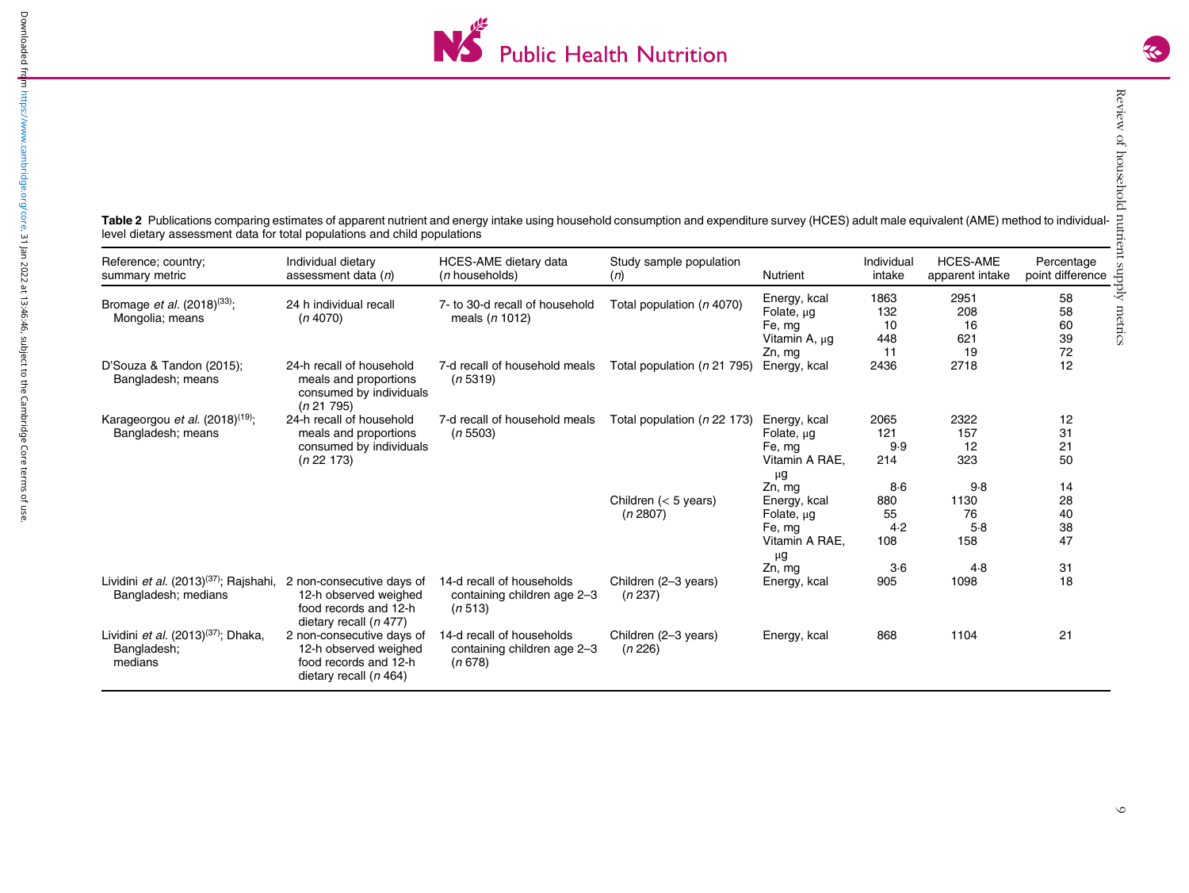**Table 2** Publications comparing estimates of apparent nutrient and energy intake using household consumption and expenditure survey (HCES) adult male equivalent (AME) method to individual-level dietary assessment data for total populations and child populations

| Reference; country; summary metric | Individual dietary assessment data (*n*) | HCES-AME dietary data (*n* households) | Study sample population (*n*) | Nutrient | Individual intake | HCES-AME apparent intake | Percentage point difference |
|---|---|---|---|---|---|---|---|
| Bromage *et al.* (2018)[33]; Mongolia; means | 24 h individual recall (*n* 4070) | 7- to 30-d recall of household meals (*n* 1012) | Total population (*n* 4070) | Energy, kcal | 1863 | 2951 | 58 |
| | | | | Folate, μg | 132 | 208 | 58 |
| | | | | Fe, mg | 10 | 16 | 60 |
| | | | | Vitamin A, μg | 448 | 621 | 39 |
| | | | | Zn, mg | 11 | 19 | 72 |
| D'Souza & Tandon (2015); Bangladesh; means | 24-h recall of household meals and proportions consumed by individuals (*n* 21 795) | 7-d recall of household meals (*n* 5319) | Total population (*n* 21 795) | Energy, kcal | 2436 | 2718 | 12 |
| Karageorgou *et al.* (2018)[19]; Bangladesh; means | 24-h recall of household meals and proportions consumed by individuals (*n* 22 173) | 7-d recall of household meals (*n* 5503) | Total population (*n* 22 173) | Energy, kcal | 2065 | 2322 | 12 |
| | | | | Folate, μg | 121 | 157 | 31 |
| | | | | Fe, mg | 9·9 | 12 | 21 |
| | | | | Vitamin A RAE, μg | 214 | 323 | 50 |
| | | | | Zn, mg | 8·6 | 9·8 | 14 |
| | | | Children (< 5 years) (*n* 2807) | Energy, kcal | 880 | 1130 | 28 |
| | | | | Folate, μg | 55 | 76 | 40 |
| | | | | Fe, mg | 4·2 | 5·8 | 38 |
| | | | | Vitamin A RAE, μg | 108 | 158 | 47 |
| | | | | Zn, mg | 3·6 | 4·8 | 31 |
| Lividini *et al.* (2013)[37]; Rajshahi, Bangladesh; medians | 2 non-consecutive days of 12-h observed weighed food records and 12-h dietary recall (*n* 477) | 14-d recall of households containing children age 2–3 (*n* 513) | Children (2–3 years) (*n* 237) | Energy, kcal | 905 | 1098 | 18 |
| Lividini *et al.* (2013)[37]; Dhaka, Bangladesh; medians | 2 non-consecutive days of 12-h observed weighed food records and 12-h dietary recall (*n* 464) | 14-d recall of households containing children age 2–3 (*n* 678) | Children (2–3 years) (*n* 226) | Energy, kcal | 868 | 1104 | 21 |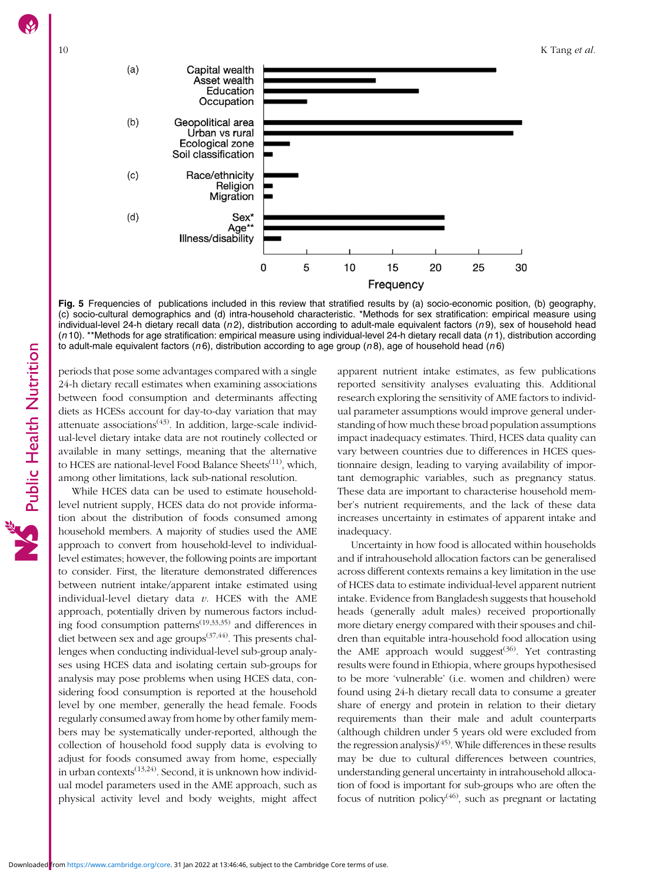**Fig. 5** Frequencies of publications included in this review that stratified results by (a) socio-economic position, (b) geography, (c) socio-cultural demographics and (d) intra-household characteristic. *Methods for sex stratification: empirical measure using individual-level 24-h dietary recall data (*n* 2), distribution according to adult-male equivalent factors (*n* 9), sex of household head (*n* 10). **Methods for age stratification: empirical measure using individual-level 24-h dietary recall data (*n* 1), distribution according to adult-male equivalent factors (*n* 6), distribution according to age group (*n* 8), age of household head (*n* 6)

periods that pose some advantages compared with a single 24-h dietary recall estimates when examining associations between food consumption and determinants affecting diets as HCESs account for day-to-day variation that may attenuate associations[43]. In addition, large-scale individual-level dietary intake data are not routinely collected or available in many settings, meaning that the alternative to HCES are national-level Food Balance Sheets[11], which, among other limitations, lack sub-national resolution.

While HCES data can be used to estimate household-level nutrient supply, HCES data do not provide information about the distribution of foods consumed among household members. A majority of studies used the AME approach to convert from household-level to individual-level estimates; however, the following points are important to consider. First, the literature demonstrated differences between nutrient intake/apparent intake estimated using individual-level dietary data *v*. HCES with the AME approach, potentially driven by numerous factors including food consumption patterns[19,33,35] and differences in diet between sex and age groups[37,44]. This presents challenges when conducting individual-level sub-group analyses using HCES data and isolating certain sub-groups for analysis may pose problems when using HCES data, considering food consumption is reported at the household level by one member, generally the head female. Foods regularly consumed away from home by other family members may be systematically under-reported, although the collection of household food supply data is evolving to adjust for foods consumed away from home, especially in urban contexts[13,24]. Second, it is unknown how individual model parameters used in the AME approach, such as physical activity level and body weights, might affect apparent nutrient intake estimates, as few publications reported sensitivity analyses evaluating this. Additional research exploring the sensitivity of AME factors to individual parameter assumptions would improve general understanding of how much these broad population assumptions impact inadequacy estimates. Third, HCES data quality can vary between countries due to differences in HCES questionnaire design, leading to varying availability of important demographic variables, such as pregnancy status. These data are important to characterise household member's nutrient requirements, and the lack of these data increases uncertainty in estimates of apparent intake and inadequacy.

Uncertainty in how food is allocated within households and if intrahousehold allocation factors can be generalised across different contexts remains a key limitation in the use of HCES data to estimate individual-level apparent nutrient intake. Evidence from Bangladesh suggests that household heads (generally adult males) received proportionally more dietary energy compared with their spouses and children than equitable intra-household food allocation using the AME approach would suggest[36]. Yet contrasting results were found in Ethiopia, where groups hypothesised to be more 'vulnerable' (i.e. women and children) were found using 24-h dietary recall data to consume a greater share of energy and protein in relation to their dietary requirements than their male and adult counterparts (although children under 5 years old were excluded from the regression analysis)[45]. While differences in these results may be due to cultural differences between countries, understanding general uncertainty in intrahousehold allocation of food is important for sub-groups who are often the focus of nutrition policy[46], such as pregnant or lactating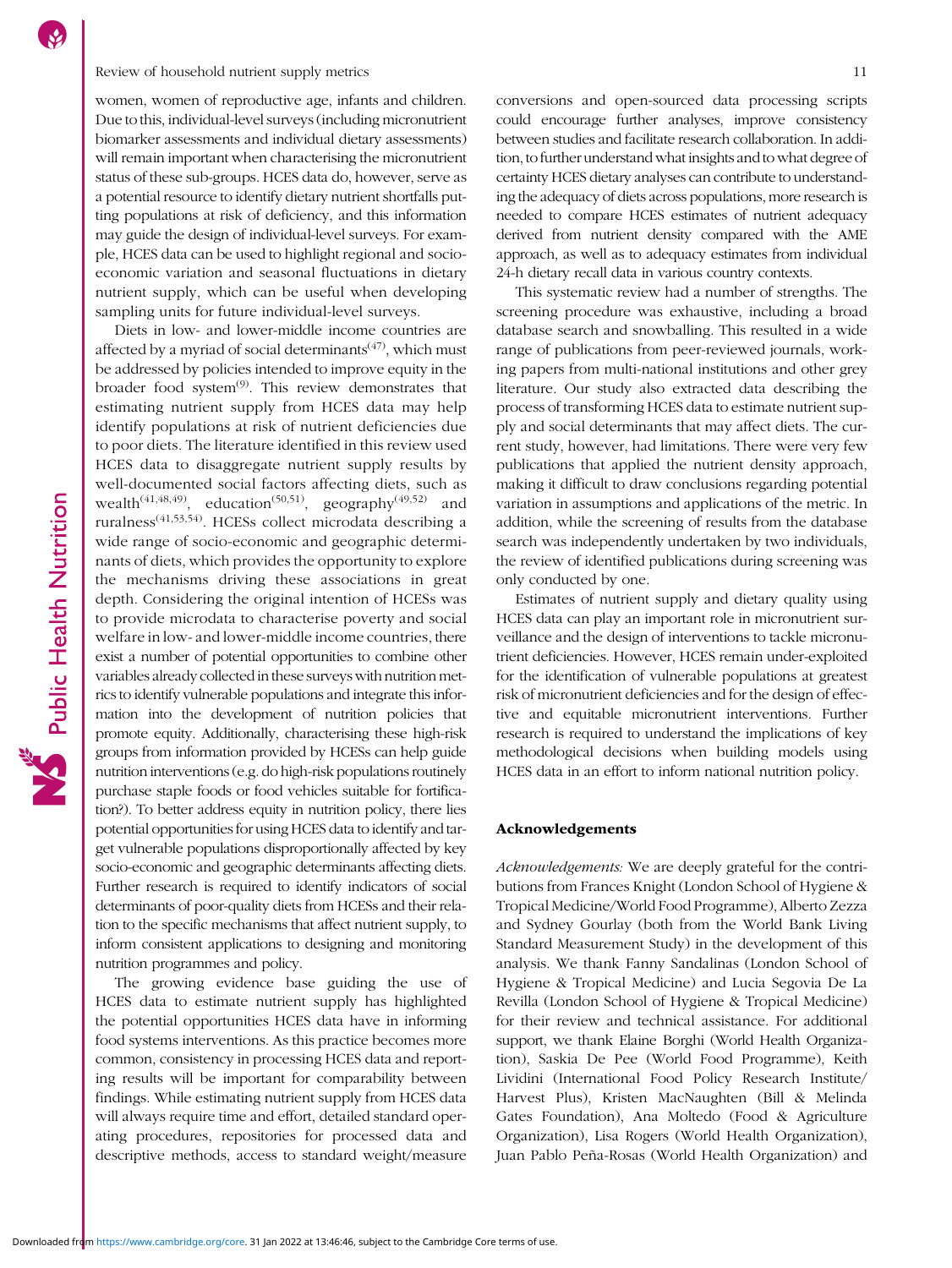women, women of reproductive age, infants and children. Due to this, individual-level surveys (including micronutrient biomarker assessments and individual dietary assessments) will remain important when characterising the micronutrient status of these sub-groups. HCES data do, however, serve as a potential resource to identify dietary nutrient shortfalls putting populations at risk of deficiency, and this information may guide the design of individual-level surveys. For example, HCES data can be used to highlight regional and socio-economic variation and seasonal fluctuations in dietary nutrient supply, which can be useful when developing sampling units for future individual-level surveys.

Diets in low- and lower-middle income countries are affected by a myriad of social determinants[47], which must be addressed by policies intended to improve equity in the broader food system[9]. This review demonstrates that estimating nutrient supply from HCES data may help identify populations at risk of nutrient deficiencies due to poor diets. The literature identified in this review used HCES data to disaggregate nutrient supply results by well-documented social factors affecting diets, such as wealth[41,48,49], education[50,51], geography[49,52] and ruralness[41,53,54]. HCESs collect microdata describing a wide range of socio-economic and geographic determinants of diets, which provides the opportunity to explore the mechanisms driving these associations in great depth. Considering the original intention of HCESs was to provide microdata to characterise poverty and social welfare in low- and lower-middle income countries, there exist a number of potential opportunities to combine other variables already collected in these surveys with nutrition metrics to identify vulnerable populations and integrate this information into the development of nutrition policies that promote equity. Additionally, characterising these high-risk groups from information provided by HCESs can help guide nutrition interventions (e.g. do high-risk populations routinely purchase staple foods or food vehicles suitable for fortification?). To better address equity in nutrition policy, there lies potential opportunities for using HCES data to identify and target vulnerable populations disproportionally affected by key socio-economic and geographic determinants affecting diets. Further research is required to identify indicators of social determinants of poor-quality diets from HCESs and their relation to the specific mechanisms that affect nutrient supply, to inform consistent applications to designing and monitoring nutrition programmes and policy.

The growing evidence base guiding the use of HCES data to estimate nutrient supply has highlighted the potential opportunities HCES data have in informing food systems interventions. As this practice becomes more common, consistency in processing HCES data and reporting results will be important for comparability between findings. While estimating nutrient supply from HCES data will always require time and effort, detailed standard operating procedures, repositories for processed data and descriptive methods, access to standard weight/measure conversions and open-sourced data processing scripts could encourage further analyses, improve consistency between studies and facilitate research collaboration. In addition, to further understand what insights and to what degree of certainty HCES dietary analyses can contribute to understanding the adequacy of diets across populations, more research is needed to compare HCES estimates of nutrient adequacy derived from nutrient density compared with the AME approach, as well as to adequacy estimates from individual 24-h dietary recall data in various country contexts.

This systematic review had a number of strengths. The screening procedure was exhaustive, including a broad database search and snowballing. This resulted in a wide range of publications from peer-reviewed journals, working papers from multi-national institutions and other grey literature. Our study also extracted data describing the process of transforming HCES data to estimate nutrient supply and social determinants that may affect diets. The current study, however, had limitations. There were very few publications that applied the nutrient density approach, making it difficult to draw conclusions regarding potential variation in assumptions and applications of the metric. In addition, while the screening of results from the database search was independently undertaken by two individuals, the review of identified publications during screening was only conducted by one.

Estimates of nutrient supply and dietary quality using HCES data can play an important role in micronutrient surveillance and the design of interventions to tackle micronutrient deficiencies. However, HCES remain under-exploited for the identification of vulnerable populations at greatest risk of micronutrient deficiencies and for the design of effective and equitable micronutrient interventions. Further research is required to understand the implications of key methodological decisions when building models using HCES data in an effort to inform national nutrition policy.

## Acknowledgements

*Acknowledgements:* We are deeply grateful for the contributions from Frances Knight (London School of Hygiene & Tropical Medicine/World Food Programme), Alberto Zezza and Sydney Gourlay (both from the World Bank Living Standard Measurement Study) in the development of this analysis. We thank Fanny Sandalinas (London School of Hygiene & Tropical Medicine) and Lucia Segovia De La Revilla (London School of Hygiene & Tropical Medicine) for their review and technical assistance. For additional support, we thank Elaine Borghi (World Health Organization), Saskia De Pee (World Food Programme), Keith Lividini (International Food Policy Research Institute/Harvest Plus), Kristen MacNaughten (Bill & Melinda Gates Foundation), Ana Moltedo (Food & Agriculture Organization), Lisa Rogers (World Health Organization), Juan Pablo Peña-Rosas (World Health Organization) and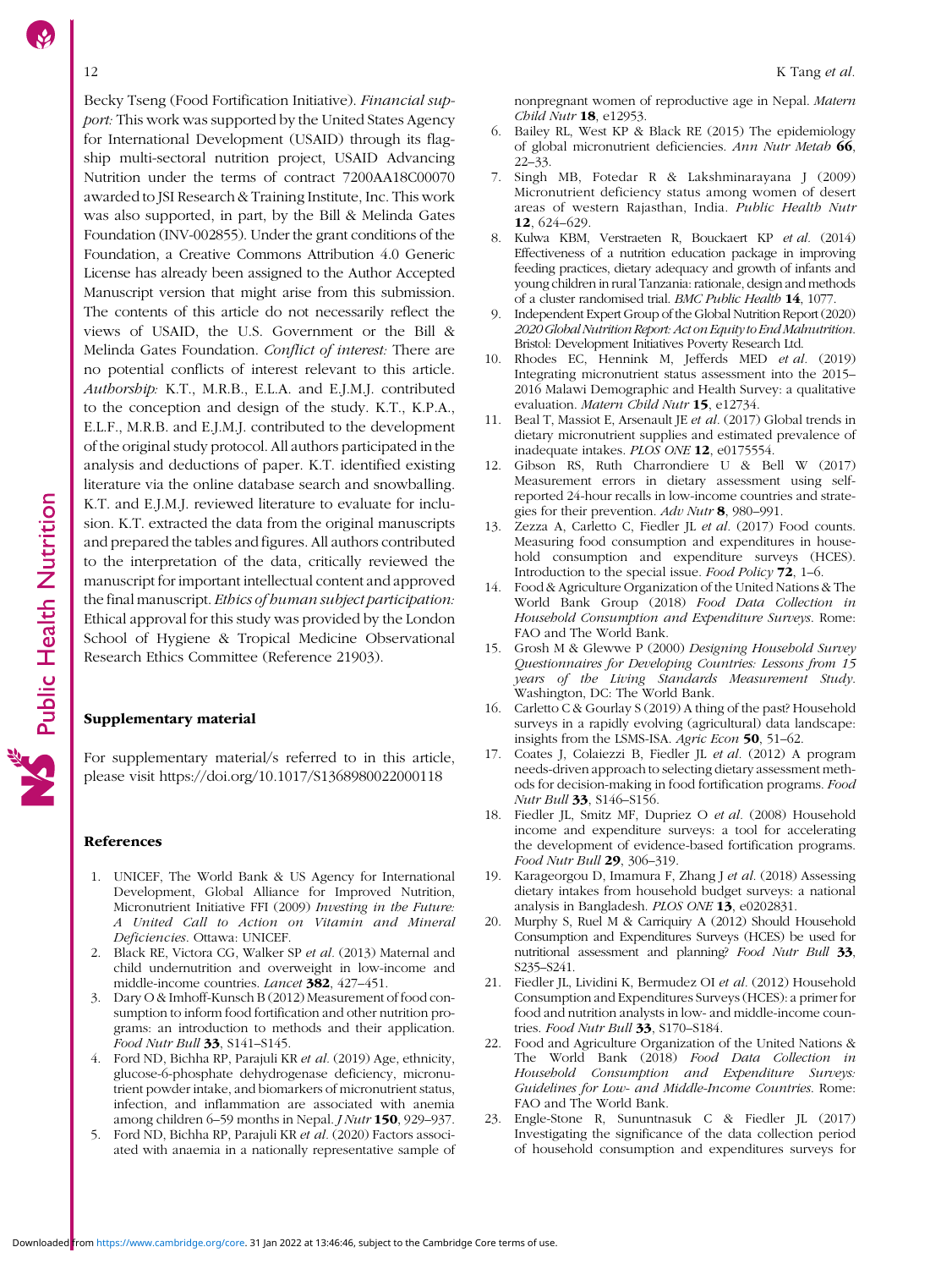Becky Tseng (Food Fortification Initiative). *Financial support:* This work was supported by the United States Agency for International Development (USAID) through its flagship multi-sectoral nutrition project, USAID Advancing Nutrition under the terms of contract 7200AA18C00070 awarded to JSI Research & Training Institute, Inc. This work was also supported, in part, by the Bill & Melinda Gates Foundation (INV-002855). Under the grant conditions of the Foundation, a Creative Commons Attribution 4.0 Generic License has already been assigned to the Author Accepted Manuscript version that might arise from this submission. The contents of this article do not necessarily reflect the views of USAID, the U.S. Government or the Bill & Melinda Gates Foundation. *Conflict of interest:* There are no potential conflicts of interest relevant to this article. *Authorship:* K.T., M.R.B., E.L.A. and E.J.M.J. contributed to the conception and design of the study. K.T., K.P.A., E.L.F., M.R.B. and E.J.M.J. contributed to the development of the original study protocol. All authors participated in the analysis and deductions of paper. K.T. identified existing literature via the online database search and snowballing. K.T. and E.J.M.J. reviewed literature to evaluate for inclusion. K.T. extracted the data from the original manuscripts and prepared the tables and figures. All authors contributed to the interpretation of the data, critically reviewed the manuscript for important intellectual content and approved the final manuscript. *Ethics of human subject participation:* Ethical approval for this study was provided by the London School of Hygiene & Tropical Medicine Observational Research Ethics Committee (Reference 21903).

## Supplementary material

For supplementary material/s referred to in this article, please visit https://doi.org/10.1017/S1368980022000118

## References

1. UNICEF, The World Bank & US Agency for International Development, Global Alliance for Improved Nutrition, Micronutrient Initiative FFI (2009) *Investing in the Future: A United Call to Action on Vitamin and Mineral Deficiencies*. Ottawa: UNICEF.
2. Black RE, Victora CG, Walker SP *et al.* (2013) Maternal and child undernutrition and overweight in low-income and middle-income countries. *Lancet* **382**, 427–451.
3. Dary O & Imhoff-Kunsch B (2012) Measurement of food consumption to inform food fortification and other nutrition programs: an introduction to methods and their application. *Food Nutr Bull* **33**, S141–S145.
4. Ford ND, Bichha RP, Parajuli KR *et al.* (2019) Age, ethnicity, glucose-6-phosphate dehydrogenase deficiency, micronutrient powder intake, and biomarkers of micronutrient status, infection, and inflammation are associated with anemia among children 6–59 months in Nepal. *J Nutr* **150**, 929–937.
5. Ford ND, Bichha RP, Parajuli KR *et al.* (2020) Factors associated with anaemia in a nationally representative sample of nonpregnant women of reproductive age in Nepal. *Matern Child Nutr* **18**, e12953.
6. Bailey RL, West KP & Black RE (2015) The epidemiology of global micronutrient deficiencies. *Ann Nutr Metab* **66**, 22–33.
7. Singh MB, Fotedar R & Lakshminarayana J (2009) Micronutrient deficiency status among women of desert areas of western Rajasthan, India. *Public Health Nutr* **12**, 624–629.
8. Kulwa KBM, Verstraeten R, Bouckaert KP *et al.* (2014) Effectiveness of a nutrition education package in improving feeding practices, dietary adequacy and growth of infants and young children in rural Tanzania: rationale, design and methods of a cluster randomised trial. *BMC Public Health* **14**, 1077.
9. Independent Expert Group of the Global Nutrition Report (2020) *2020 Global Nutrition Report: Act on Equity to End Malnutrition*. Bristol: Development Initiatives Poverty Research Ltd.
10. Rhodes EC, Hennink M, Jefferds MED *et al.* (2019) Integrating micronutrient status assessment into the 2015–2016 Malawi Demographic and Health Survey: a qualitative evaluation. *Matern Child Nutr* **15**, e12734.
11. Beal T, Massiot E, Arsenault JE *et al.* (2017) Global trends in dietary micronutrient supplies and estimated prevalence of inadequate intakes. *PLOS ONE* **12**, e0175554.
12. Gibson RS, Ruth Charrondiere U & Bell W (2017) Measurement errors in dietary assessment using self-reported 24-hour recalls in low-income countries and strategies for their prevention. *Adv Nutr* **8**, 980–991.
13. Zezza A, Carletto C, Fiedler JL *et al.* (2017) Food counts. Measuring food consumption and expenditures in household consumption and expenditure surveys (HCES). Introduction to the special issue. *Food Policy* **72**, 1–6.
14. Food & Agriculture Organization of the United Nations & The World Bank Group (2018) *Food Data Collection in Household Consumption and Expenditure Surveys*. Rome: FAO and The World Bank.
15. Grosh M & Glewwe P (2000) *Designing Household Survey Questionnaires for Developing Countries: Lessons from 15 years of the Living Standards Measurement Study*. Washington, DC: The World Bank.
16. Carletto C & Gourlay S (2019) A thing of the past? Household surveys in a rapidly evolving (agricultural) data landscape: insights from the LSMS-ISA. *Agric Econ* **50**, 51–62.
17. Coates J, Colaiezzi B, Fiedler JL *et al.* (2012) A program needs-driven approach to selecting dietary assessment methods for decision-making in food fortification programs. *Food Nutr Bull* **33**, S146–S156.
18. Fiedler JL, Smitz MF, Dupriez O *et al.* (2008) Household income and expenditure surveys: a tool for accelerating the development of evidence-based fortification programs. *Food Nutr Bull* **29**, 306–319.
19. Karageorgou D, Imamura F, Zhang J *et al.* (2018) Assessing dietary intakes from household budget surveys: a national analysis in Bangladesh. *PLOS ONE* **13**, e0202831.
20. Murphy S, Ruel M & Carriquiry A (2012) Should Household Consumption and Expenditures Surveys (HCES) be used for nutritional assessment and planning? *Food Nutr Bull* **33**, S235–S241.
21. Fiedler JL, Lividini K, Bermudez OI *et al.* (2012) Household Consumption and Expenditures Surveys (HCES): a primer for food and nutrition analysts in low- and middle-income countries. *Food Nutr Bull* **33**, S170–S184.
22. Food and Agriculture Organization of the United Nations & The World Bank (2018) *Food Data Collection in Household Consumption and Expenditure Surveys: Guidelines for Low- and Middle-Income Countries*. Rome: FAO and The World Bank.
23. Engle-Stone R, Sununtnasuk C & Fiedler JL (2017) Investigating the significance of the data collection period of household consumption and expenditures surveys for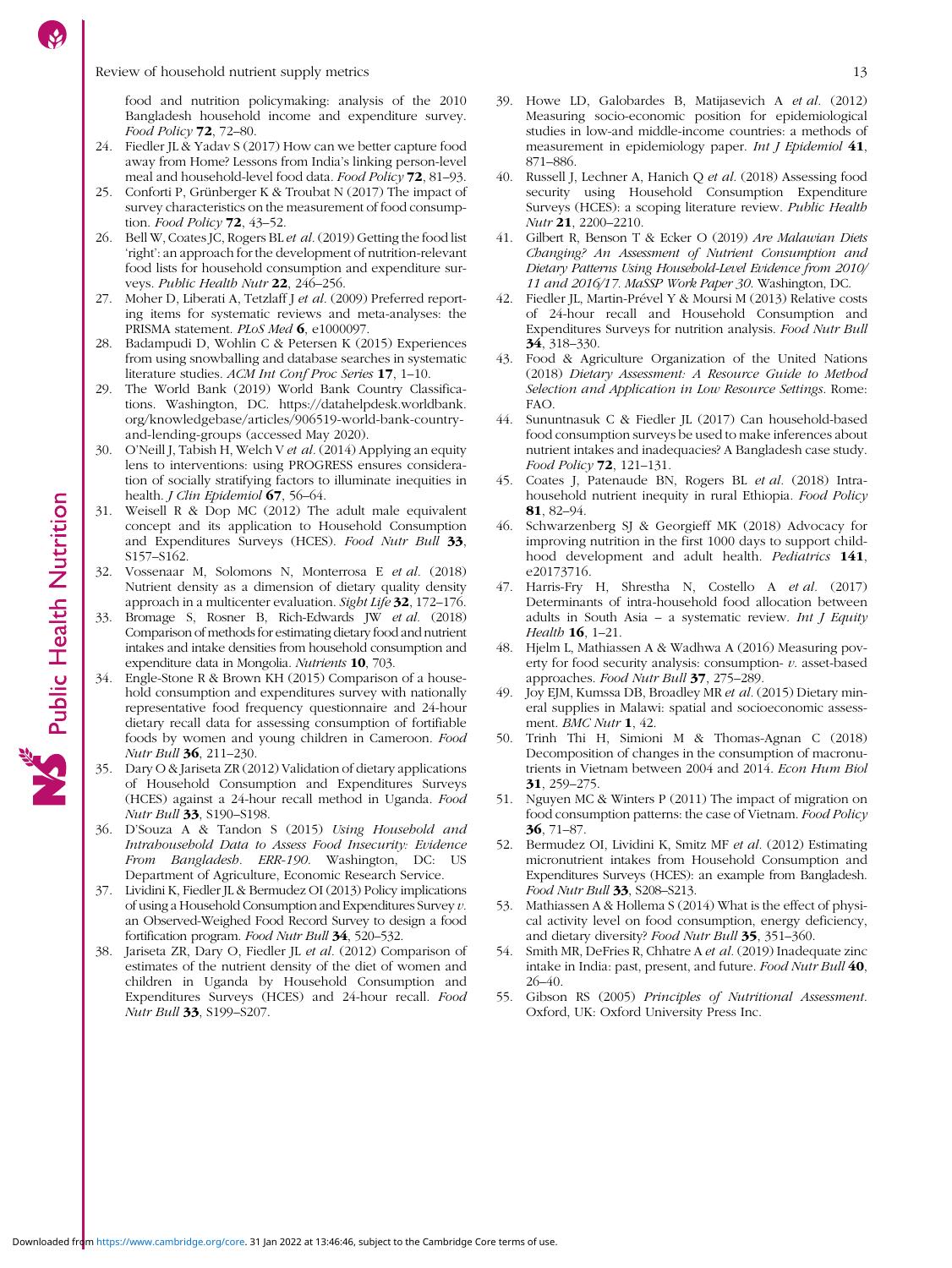food and nutrition policymaking: analysis of the 2010 Bangladesh household income and expenditure survey. *Food Policy* **72**, 72–80.

24. Fiedler JL & Yadav S (2017) How can we better capture food away from Home? Lessons from India's linking person-level meal and household-level food data. *Food Policy* **72**, 81–93.
25. Conforti P, Grünberger K & Troubat N (2017) The impact of survey characteristics on the measurement of food consumption. *Food Policy* **72**, 43–52.
26. Bell W, Coates JC, Rogers BL *et al.* (2019) Getting the food list 'right': an approach for the development of nutrition-relevant food lists for household consumption and expenditure surveys. *Public Health Nutr* **22**, 246–256.
27. Moher D, Liberati A, Tetzlaff J *et al.* (2009) Preferred reporting items for systematic reviews and meta-analyses: the PRISMA statement. *PLoS Med* **6**, e1000097.
28. Badampudi D, Wohlin C & Petersen K (2015) Experiences from using snowballing and database searches in systematic literature studies. *ACM Int Conf Proc Series* **17**, 1–10.
29. The World Bank (2019) World Bank Country Classifications. Washington, DC. https://datahelpdesk.worldbank.org/knowledgebase/articles/906519-world-bank-country-and-lending-groups (accessed May 2020).
30. O'Neill J, Tabish H, Welch V *et al.* (2014) Applying an equity lens to interventions: using PROGRESS ensures consideration of socially stratifying factors to illuminate inequities in health. *J Clin Epidemiol* **67**, 56–64.
31. Weisell R & Dop MC (2012) The adult male equivalent concept and its application to Household Consumption and Expenditures Surveys (HCES). *Food Nutr Bull* **33**, S157–S162.
32. Vossenaar M, Solomons N, Monterrosa E *et al.* (2018) Nutrient density as a dimension of dietary quality density approach in a multicenter evaluation. *Sight Life* **32**, 172–176.
33. Bromage S, Rosner B, Rich-Edwards JW *et al.* (2018) Comparison of methods for estimating dietary food and nutrient intakes and intake densities from household consumption and expenditure data in Mongolia. *Nutrients* **10**, 703.
34. Engle-Stone R & Brown KH (2015) Comparison of a household consumption and expenditures survey with nationally representative food frequency questionnaire and 24-hour dietary recall data for assessing consumption of fortifiable foods by women and young children in Cameroon. *Food Nutr Bull* **36**, 211–230.
35. Dary O & Jariseta ZR (2012) Validation of dietary applications of Household Consumption and Expenditures Surveys (HCES) against a 24-hour recall method in Uganda. *Food Nutr Bull* **33**, S190–S198.
36. D'Souza A & Tandon S (2015) *Using Household and Intrahousehold Data to Assess Food Insecurity: Evidence From Bangladesh. ERR-190.* Washington, DC: US Department of Agriculture, Economic Research Service.
37. Lividini K, Fiedler JL & Bermudez OI (2013) Policy implications of using a Household Consumption and Expenditures Survey *v.* an Observed-Weighed Food Record Survey to design a food fortification program. *Food Nutr Bull* **34**, 520–532.
38. Jariseta ZR, Dary O, Fiedler JL *et al.* (2012) Comparison of estimates of the nutrient density of the diet of women and children in Uganda by Household Consumption and Expenditures Surveys (HCES) and 24-hour recall. *Food Nutr Bull* **33**, S199–S207.
39. Howe LD, Galobardes B, Matijasevich A *et al.* (2012) Measuring socio-economic position for epidemiological studies in low-and middle-income countries: a methods of measurement in epidemiology paper. *Int J Epidemiol* **41**, 871–886.
40. Russell J, Lechner A, Hanich Q *et al.* (2018) Assessing food security using Household Consumption Expenditure Surveys (HCES): a scoping literature review. *Public Health Nutr* **21**, 2200–2210.
41. Gilbert R, Benson T & Ecker O (2019) *Are Malawian Diets Changing? An Assessment of Nutrient Consumption and Dietary Patterns Using Household-Level Evidence from 2010/11 and 2016/17. MaSSP Work Paper 30.* Washington, DC.
42. Fiedler JL, Martin-Prével Y & Moursi M (2013) Relative costs of 24-hour recall and Household Consumption and Expenditures Surveys for nutrition analysis. *Food Nutr Bull* **34**, 318–330.
43. Food & Agriculture Organization of the United Nations (2018) *Dietary Assessment: A Resource Guide to Method Selection and Application in Low Resource Settings.* Rome: FAO.
44. Sununtnasuk C & Fiedler JL (2017) Can household-based food consumption surveys be used to make inferences about nutrient intakes and inadequacies? A Bangladesh case study. *Food Policy* **72**, 121–131.
45. Coates J, Patenaude BN, Rogers BL *et al.* (2018) Intra-household nutrient inequity in rural Ethiopia. *Food Policy* **81**, 82–94.
46. Schwarzenberg SJ & Georgieff MK (2018) Advocacy for improving nutrition in the first 1000 days to support childhood development and adult health. *Pediatrics* **141**, e20173716.
47. Harris-Fry H, Shrestha N, Costello A *et al.* (2017) Determinants of intra-household food allocation between adults in South Asia – a systematic review. *Int J Equity Health* **16**, 1–21.
48. Hjelm L, Mathiassen A & Wadhwa A (2016) Measuring poverty for food security analysis: consumption- *v.* asset-based approaches. *Food Nutr Bull* **37**, 275–289.
49. Joy EJM, Kumssa DB, Broadley MR *et al.* (2015) Dietary mineral supplies in Malawi: spatial and socioeconomic assessment. *BMC Nutr* **1**, 42.
50. Trinh Thi H, Simioni M & Thomas-Agnan C (2018) Decomposition of changes in the consumption of macronutrients in Vietnam between 2004 and 2014. *Econ Hum Biol* **31**, 259–275.
51. Nguyen MC & Winters P (2011) The impact of migration on food consumption patterns: the case of Vietnam. *Food Policy* **36**, 71–87.
52. Bermudez OI, Lividini K, Smitz MF *et al.* (2012) Estimating micronutrient intakes from Household Consumption and Expenditures Surveys (HCES): an example from Bangladesh. *Food Nutr Bull* **33**, S208–S213.
53. Mathiassen A & Hollema S (2014) What is the effect of physical activity level on food consumption, energy deficiency, and dietary diversity? *Food Nutr Bull* **35**, 351–360.
54. Smith MR, DeFries R, Chhatre A *et al.* (2019) Inadequate zinc intake in India: past, present, and future. *Food Nutr Bull* **40**, 26–40.
55. Gibson RS (2005) *Principles of Nutritional Assessment.* Oxford, UK: Oxford University Press Inc.